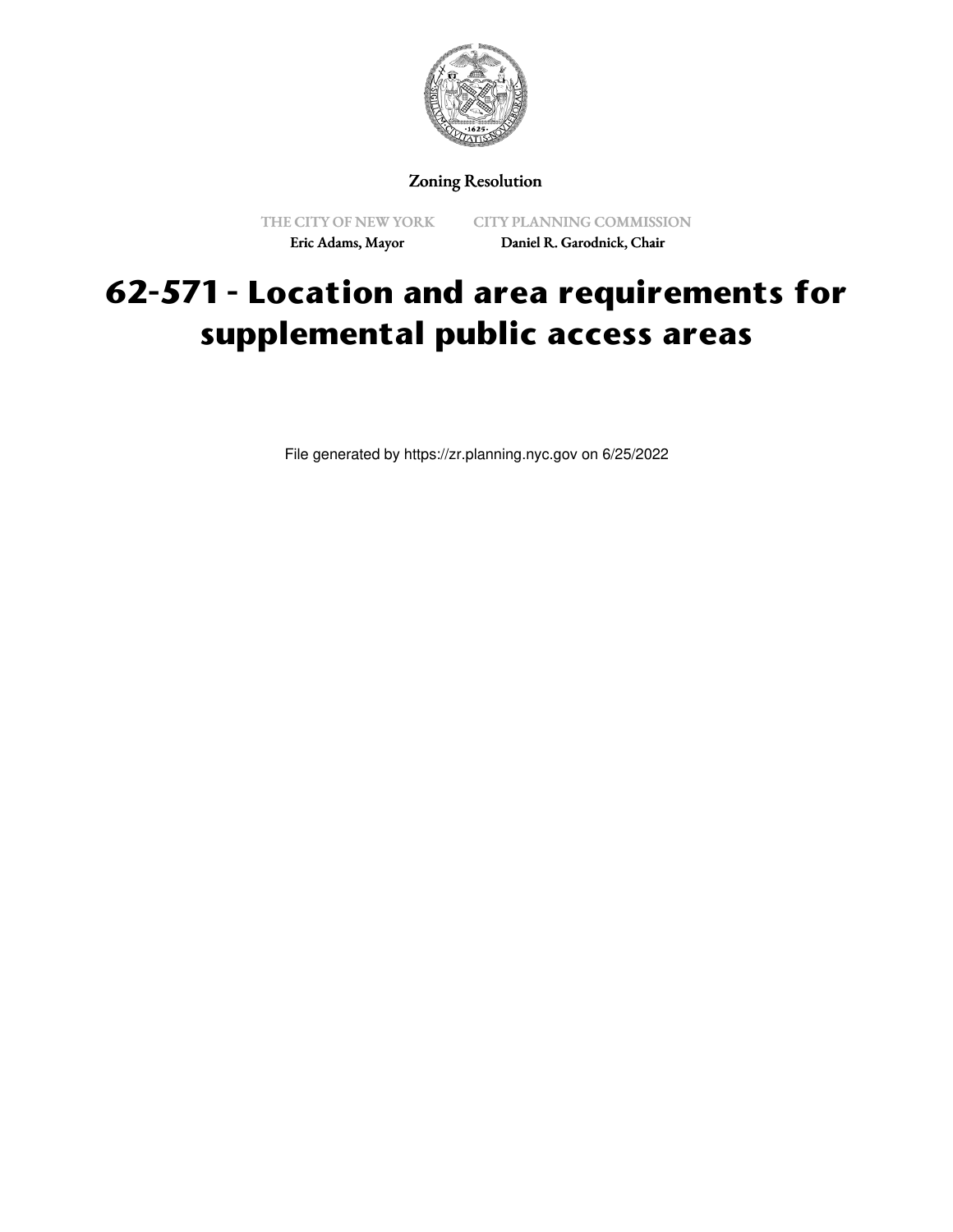Zoning Resolution

THE CITY OF NEW YORK
Eric Adams, Mayor

CITY PLANNING COMMISSION
Daniel R. Garodnick, Chair

# 62-571 - Location and area requirements for supplemental public access areas

File generated by https://zr.planning.nyc.gov on 6/25/2022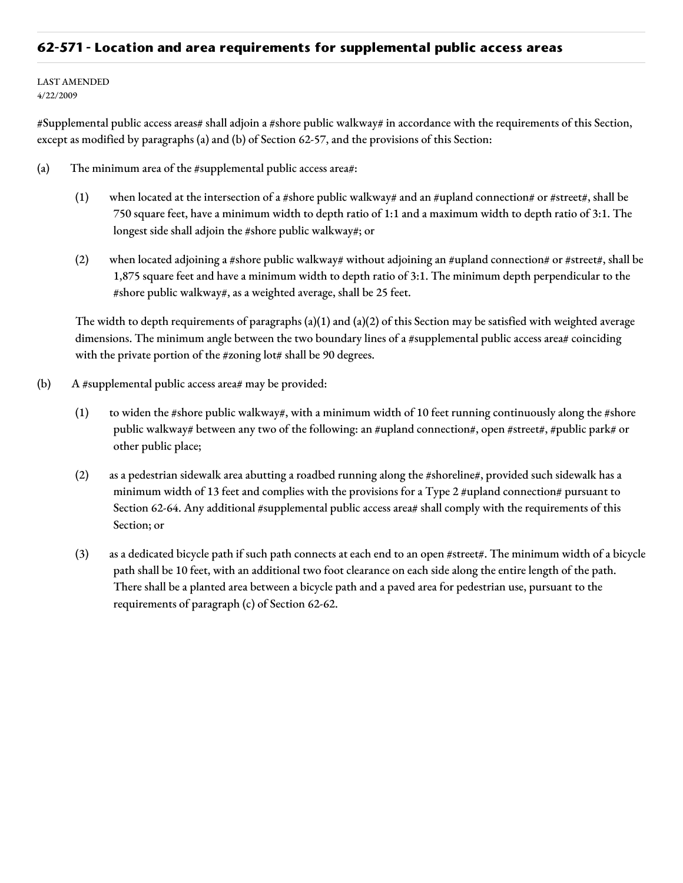## 62-571 - Location and area requirements for supplemental public access areas

LAST AMENDED
4/22/2009

#Supplemental public access areas# shall adjoin a #shore public walkway# in accordance with the requirements of this Section, except as modified by paragraphs (a) and (b) of Section 62-57, and the provisions of this Section:

(a) The minimum area of the #supplemental public access area#:

(1) when located at the intersection of a #shore public walkway# and an #upland connection# or #street#, shall be 750 square feet, have a minimum width to depth ratio of 1:1 and a maximum width to depth ratio of 3:1. The longest side shall adjoin the #shore public walkway#; or

(2) when located adjoining a #shore public walkway# without adjoining an #upland connection# or #street#, shall be 1,875 square feet and have a minimum width to depth ratio of 3:1. The minimum depth perpendicular to the #shore public walkway#, as a weighted average, shall be 25 feet.

The width to depth requirements of paragraphs (a)(1) and (a)(2) of this Section may be satisfied with weighted average dimensions. The minimum angle between the two boundary lines of a #supplemental public access area# coinciding with the private portion of the #zoning lot# shall be 90 degrees.

(b) A #supplemental public access area# may be provided:

(1) to widen the #shore public walkway#, with a minimum width of 10 feet running continuously along the #shore public walkway# between any two of the following: an #upland connection#, open #street#, #public park# or other public place;

(2) as a pedestrian sidewalk area abutting a roadbed running along the #shoreline#, provided such sidewalk has a minimum width of 13 feet and complies with the provisions for a Type 2 #upland connection# pursuant to Section 62-64. Any additional #supplemental public access area# shall comply with the requirements of this Section; or

(3) as a dedicated bicycle path if such path connects at each end to an open #street#. The minimum width of a bicycle path shall be 10 feet, with an additional two foot clearance on each side along the entire length of the path. There shall be a planted area between a bicycle path and a paved area for pedestrian use, pursuant to the requirements of paragraph (c) of Section 62-62.